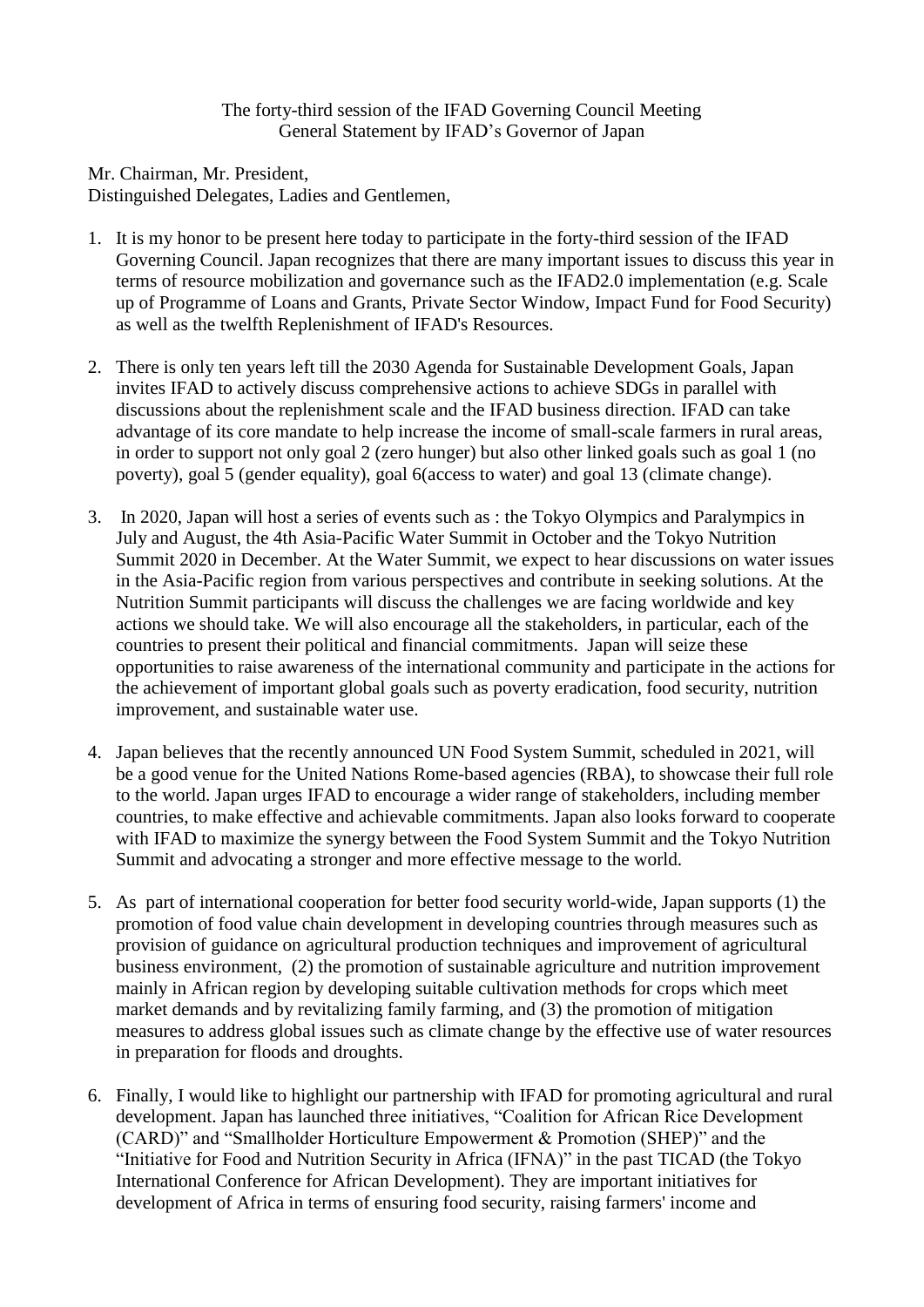The forty-third session of the IFAD Governing Council Meeting
General Statement by IFAD's Governor of Japan

Mr. Chairman, Mr. President,
Distinguished Delegates, Ladies and Gentlemen,

1. It is my honor to be present here today to participate in the forty-third session of the IFAD Governing Council. Japan recognizes that there are many important issues to discuss this year in terms of resource mobilization and governance such as the IFAD2.0 implementation (e.g. Scale up of Programme of Loans and Grants, Private Sector Window, Impact Fund for Food Security) as well as the twelfth Replenishment of IFAD's Resources.

2. There is only ten years left till the 2030 Agenda for Sustainable Development Goals, Japan invites IFAD to actively discuss comprehensive actions to achieve SDGs in parallel with discussions about the replenishment scale and the IFAD business direction. IFAD can take advantage of its core mandate to help increase the income of small-scale farmers in rural areas, in order to support not only goal 2 (zero hunger) but also other linked goals such as goal 1 (no poverty), goal 5 (gender equality), goal 6(access to water) and goal 13 (climate change).

3. In 2020, Japan will host a series of events such as : the Tokyo Olympics and Paralympics in July and August, the 4th Asia-Pacific Water Summit in October and the Tokyo Nutrition Summit 2020 in December. At the Water Summit, we expect to hear discussions on water issues in the Asia-Pacific region from various perspectives and contribute in seeking solutions. At the Nutrition Summit participants will discuss the challenges we are facing worldwide and key actions we should take. We will also encourage all the stakeholders, in particular, each of the countries to present their political and financial commitments. Japan will seize these opportunities to raise awareness of the international community and participate in the actions for the achievement of important global goals such as poverty eradication, food security, nutrition improvement, and sustainable water use.

4. Japan believes that the recently announced UN Food System Summit, scheduled in 2021, will be a good venue for the United Nations Rome-based agencies (RBA), to showcase their full role to the world. Japan urges IFAD to encourage a wider range of stakeholders, including member countries, to make effective and achievable commitments. Japan also looks forward to cooperate with IFAD to maximize the synergy between the Food System Summit and the Tokyo Nutrition Summit and advocating a stronger and more effective message to the world.

5. As part of international cooperation for better food security world-wide, Japan supports (1) the promotion of food value chain development in developing countries through measures such as provision of guidance on agricultural production techniques and improvement of agricultural business environment, (2) the promotion of sustainable agriculture and nutrition improvement mainly in African region by developing suitable cultivation methods for crops which meet market demands and by revitalizing family farming, and (3) the promotion of mitigation measures to address global issues such as climate change by the effective use of water resources in preparation for floods and droughts.

6. Finally, I would like to highlight our partnership with IFAD for promoting agricultural and rural development. Japan has launched three initiatives, "Coalition for African Rice Development (CARD)" and "Smallholder Horticulture Empowerment & Promotion (SHEP)" and the "Initiative for Food and Nutrition Security in Africa (IFNA)" in the past TICAD (the Tokyo International Conference for African Development). They are important initiatives for development of Africa in terms of ensuring food security, raising farmers' income and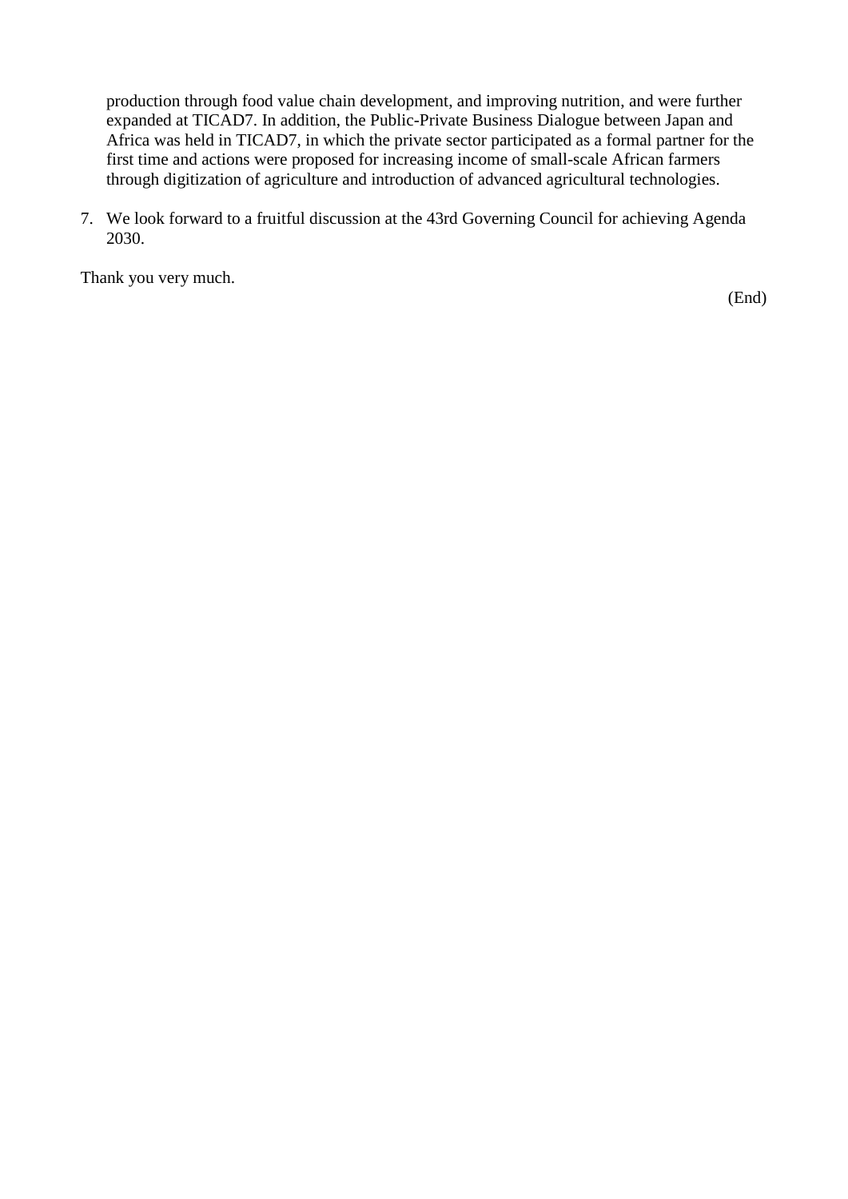production through food value chain development, and improving nutrition, and were further expanded at TICAD7. In addition, the Public-Private Business Dialogue between Japan and Africa was held in TICAD7, in which the private sector participated as a formal partner for the first time and actions were proposed for increasing income of small-scale African farmers through digitization of agriculture and introduction of advanced agricultural technologies.

7. We look forward to a fruitful discussion at the 43rd Governing Council for achieving Agenda 2030.

Thank you very much.

(End)